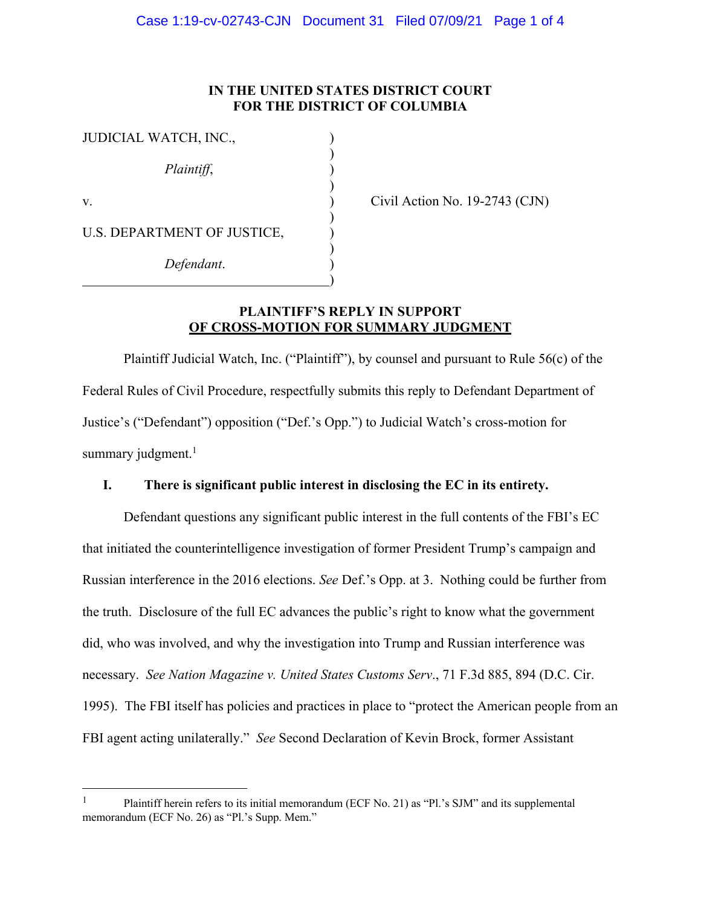# IN THE UNITED STATES DISTRICT COURT FOR THE DISTRICT OF COLUMBIA

JUDICIAL WATCH, INC.,

*Plaintiff*,

v.

U.S. DEPARTMENT OF JUSTICE,

*Defendant*.

Civil Action No. 19-2743 (CJN)

## PLAINTIFF'S REPLY IN SUPPORT OF CROSS-MOTION FOR SUMMARY JUDGMENT

Plaintiff Judicial Watch, Inc. ("Plaintiff"), by counsel and pursuant to Rule 56(c) of the Federal Rules of Civil Procedure, respectfully submits this reply to Defendant Department of Justice's ("Defendant") opposition ("Def.'s Opp.") to Judicial Watch's cross-motion for summary judgment.[1]

### I. There is significant public interest in disclosing the EC in its entirety.

Defendant questions any significant public interest in the full contents of the FBI's EC that initiated the counterintelligence investigation of former President Trump's campaign and Russian interference in the 2016 elections. *See* Def.'s Opp. at 3. Nothing could be further from the truth. Disclosure of the full EC advances the public's right to know what the government did, who was involved, and why the investigation into Trump and Russian interference was necessary. *See Nation Magazine v. United States Customs Serv.*, 71 F.3d 885, 894 (D.C. Cir. 1995). The FBI itself has policies and practices in place to "protect the American people from an FBI agent acting unilaterally." *See* Second Declaration of Kevin Brock, former Assistant

[1] Plaintiff herein refers to its initial memorandum (ECF No. 21) as "Pl.'s SJM" and its supplemental memorandum (ECF No. 26) as "Pl.'s Supp. Mem."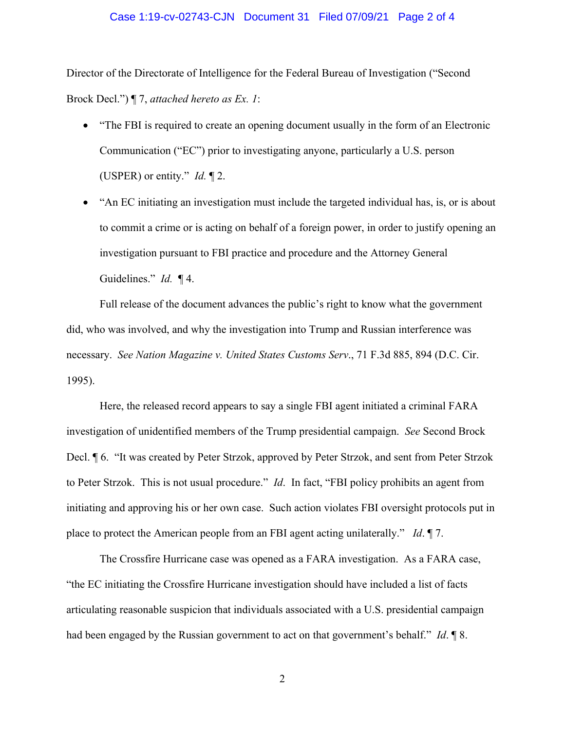Director of the Directorate of Intelligence for the Federal Bureau of Investigation ("Second Brock Decl.") ¶ 7, *attached hereto as Ex. 1*:

- "The FBI is required to create an opening document usually in the form of an Electronic Communication ("EC") prior to investigating anyone, particularly a U.S. person (USPER) or entity." *Id.* ¶ 2.
- "An EC initiating an investigation must include the targeted individual has, is, or is about to commit a crime or is acting on behalf of a foreign power, in order to justify opening an investigation pursuant to FBI practice and procedure and the Attorney General Guidelines." *Id.* ¶ 4.

Full release of the document advances the public's right to know what the government did, who was involved, and why the investigation into Trump and Russian interference was necessary. *See Nation Magazine v. United States Customs Serv.*, 71 F.3d 885, 894 (D.C. Cir. 1995).

Here, the released record appears to say a single FBI agent initiated a criminal FARA investigation of unidentified members of the Trump presidential campaign. *See* Second Brock Decl. ¶ 6. "It was created by Peter Strzok, approved by Peter Strzok, and sent from Peter Strzok to Peter Strzok. This is not usual procedure." *Id*. In fact, "FBI policy prohibits an agent from initiating and approving his or her own case. Such action violates FBI oversight protocols put in place to protect the American people from an FBI agent acting unilaterally." *Id*. ¶ 7.

The Crossfire Hurricane case was opened as a FARA investigation. As a FARA case, "the EC initiating the Crossfire Hurricane investigation should have included a list of facts articulating reasonable suspicion that individuals associated with a U.S. presidential campaign had been engaged by the Russian government to act on that government's behalf." *Id*. ¶ 8.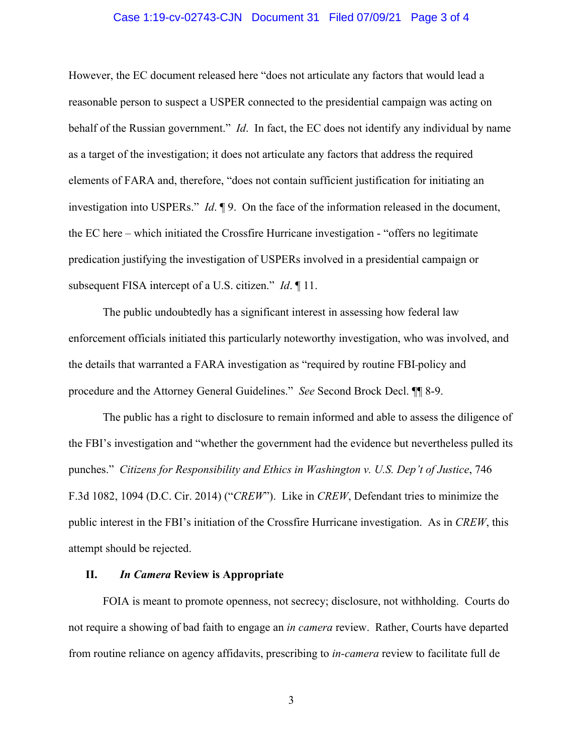However, the EC document released here "does not articulate any factors that would lead a reasonable person to suspect a USPER connected to the presidential campaign was acting on behalf of the Russian government." *Id*. In fact, the EC does not identify any individual by name as a target of the investigation; it does not articulate any factors that address the required elements of FARA and, therefore, "does not contain sufficient justification for initiating an investigation into USPERs." *Id*. ¶ 9. On the face of the information released in the document, the EC here – which initiated the Crossfire Hurricane investigation - "offers no legitimate predication justifying the investigation of USPERs involved in a presidential campaign or subsequent FISA intercept of a U.S. citizen." *Id*. ¶ 11.

The public undoubtedly has a significant interest in assessing how federal law enforcement officials initiated this particularly noteworthy investigation, who was involved, and the details that warranted a FARA investigation as "required by routine FBI-policy and procedure and the Attorney General Guidelines." *See* Second Brock Decl. ¶¶ 8-9.

The public has a right to disclosure to remain informed and able to assess the diligence of the FBI's investigation and "whether the government had the evidence but nevertheless pulled its punches." *Citizens for Responsibility and Ethics in Washington v. U.S. Dep't of Justice*, 746 F.3d 1082, 1094 (D.C. Cir. 2014) ("*CREW*"). Like in *CREW*, Defendant tries to minimize the public interest in the FBI's initiation of the Crossfire Hurricane investigation. As in *CREW*, this attempt should be rejected.

## II. *In Camera* Review is Appropriate

FOIA is meant to promote openness, not secrecy; disclosure, not withholding. Courts do not require a showing of bad faith to engage an *in camera* review. Rather, Courts have departed from routine reliance on agency affidavits, prescribing to *in-camera* review to facilitate full de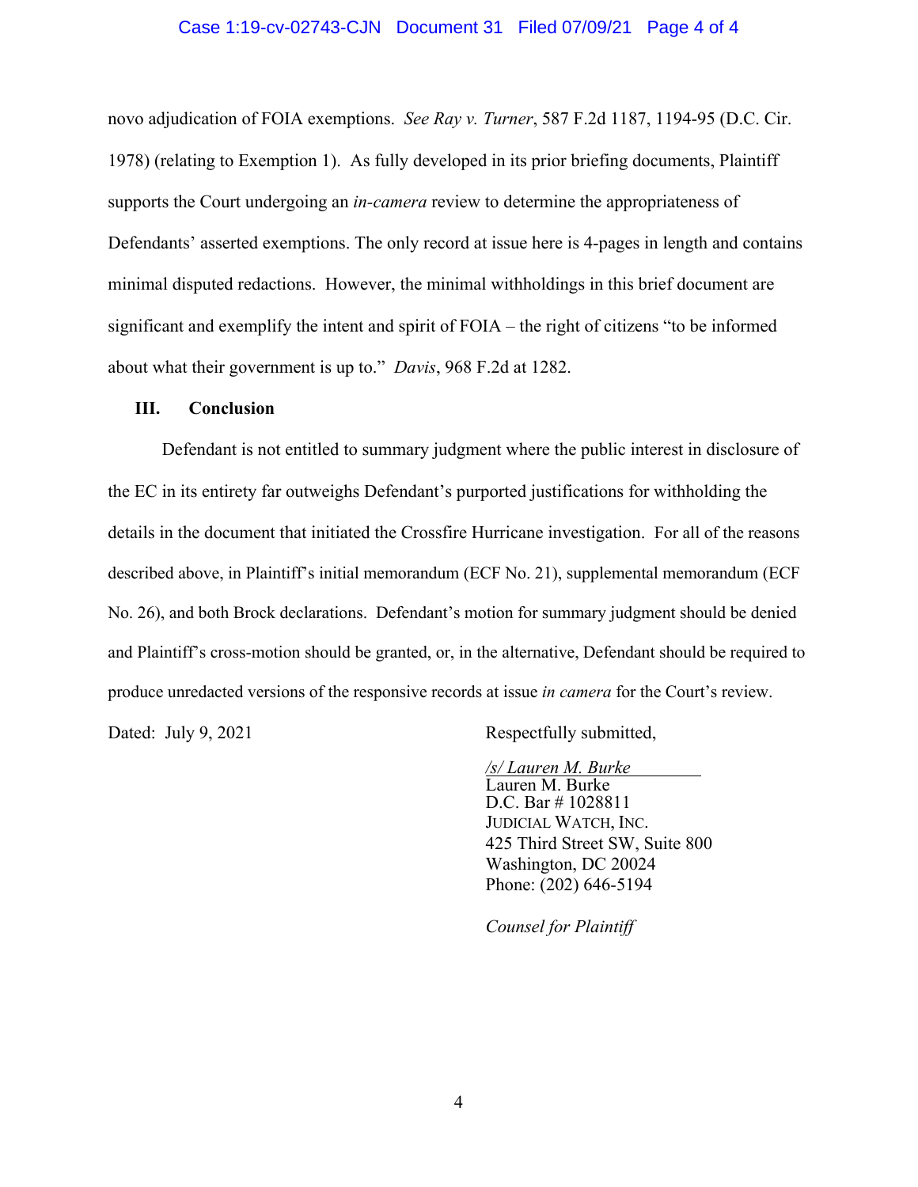novo adjudication of FOIA exemptions. *See Ray v. Turner*, 587 F.2d 1187, 1194-95 (D.C. Cir. 1978) (relating to Exemption 1). As fully developed in its prior briefing documents, Plaintiff supports the Court undergoing an *in-camera* review to determine the appropriateness of Defendants' asserted exemptions. The only record at issue here is 4-pages in length and contains minimal disputed redactions. However, the minimal withholdings in this brief document are significant and exemplify the intent and spirit of FOIA – the right of citizens "to be informed about what their government is up to." *Davis*, 968 F.2d at 1282.

### III. Conclusion

Defendant is not entitled to summary judgment where the public interest in disclosure of the EC in its entirety far outweighs Defendant's purported justifications for withholding the details in the document that initiated the Crossfire Hurricane investigation. For all of the reasons described above, in Plaintiff's initial memorandum (ECF No. 21), supplemental memorandum (ECF No. 26), and both Brock declarations. Defendant's motion for summary judgment should be denied and Plaintiff's cross-motion should be granted, or, in the alternative, Defendant should be required to produce unredacted versions of the responsive records at issue *in camera* for the Court's review.

Dated: July 9, 2021

Respectfully submitted,

*/s/ Lauren M. Burke*
Lauren M. Burke
D.C. Bar # 1028811
JUDICIAL WATCH, INC.
425 Third Street SW, Suite 800
Washington, DC 20024
Phone: (202) 646-5194

*Counsel for Plaintiff*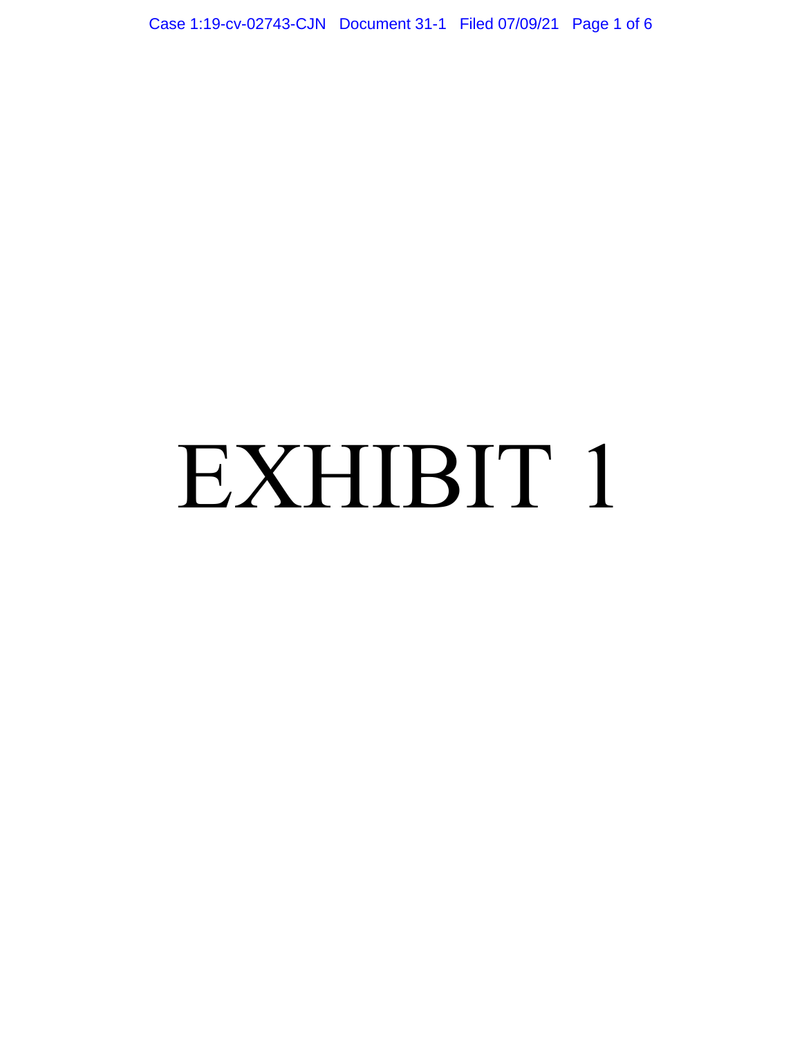# EXHIBIT 1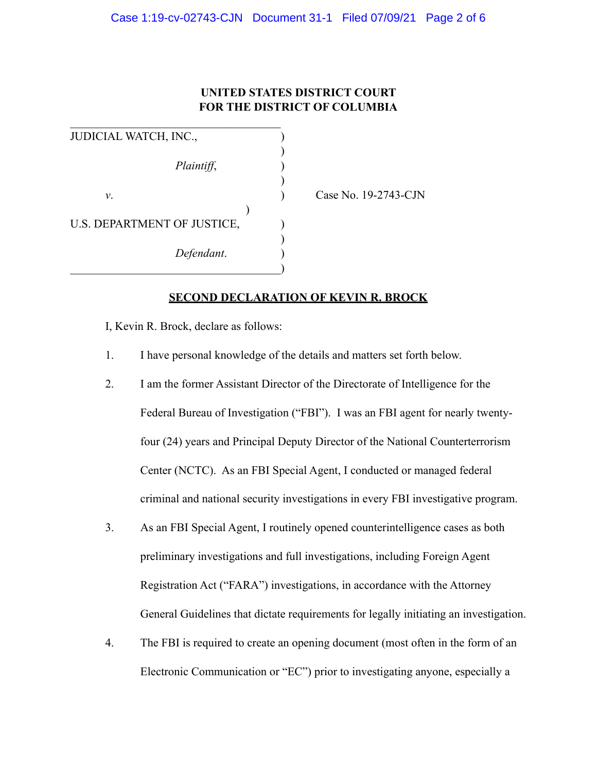**UNITED STATES DISTRICT COURT**
**FOR THE DISTRICT OF COLUMBIA**

| | | |
|---|---|---|
| JUDICIAL WATCH, INC., | ) | |
| *Plaintiff*, | ) | |
| *v*. | ) | Case No. 19-2743-CJN |
| U.S. DEPARTMENT OF JUSTICE, | ) | |
| *Defendant*. | ) | |

## SECOND DECLARATION OF KEVIN R. BROCK

I, Kevin R. Brock, declare as follows:

1. I have personal knowledge of the details and matters set forth below.

2. I am the former Assistant Director of the Directorate of Intelligence for the Federal Bureau of Investigation ("FBI"). I was an FBI agent for nearly twenty-four (24) years and Principal Deputy Director of the National Counterterrorism Center (NCTC). As an FBI Special Agent, I conducted or managed federal criminal and national security investigations in every FBI investigative program.

3. As an FBI Special Agent, I routinely opened counterintelligence cases as both preliminary investigations and full investigations, including Foreign Agent Registration Act ("FARA") investigations, in accordance with the Attorney General Guidelines that dictate requirements for legally initiating an investigation.

4. The FBI is required to create an opening document (most often in the form of an Electronic Communication or "EC") prior to investigating anyone, especially a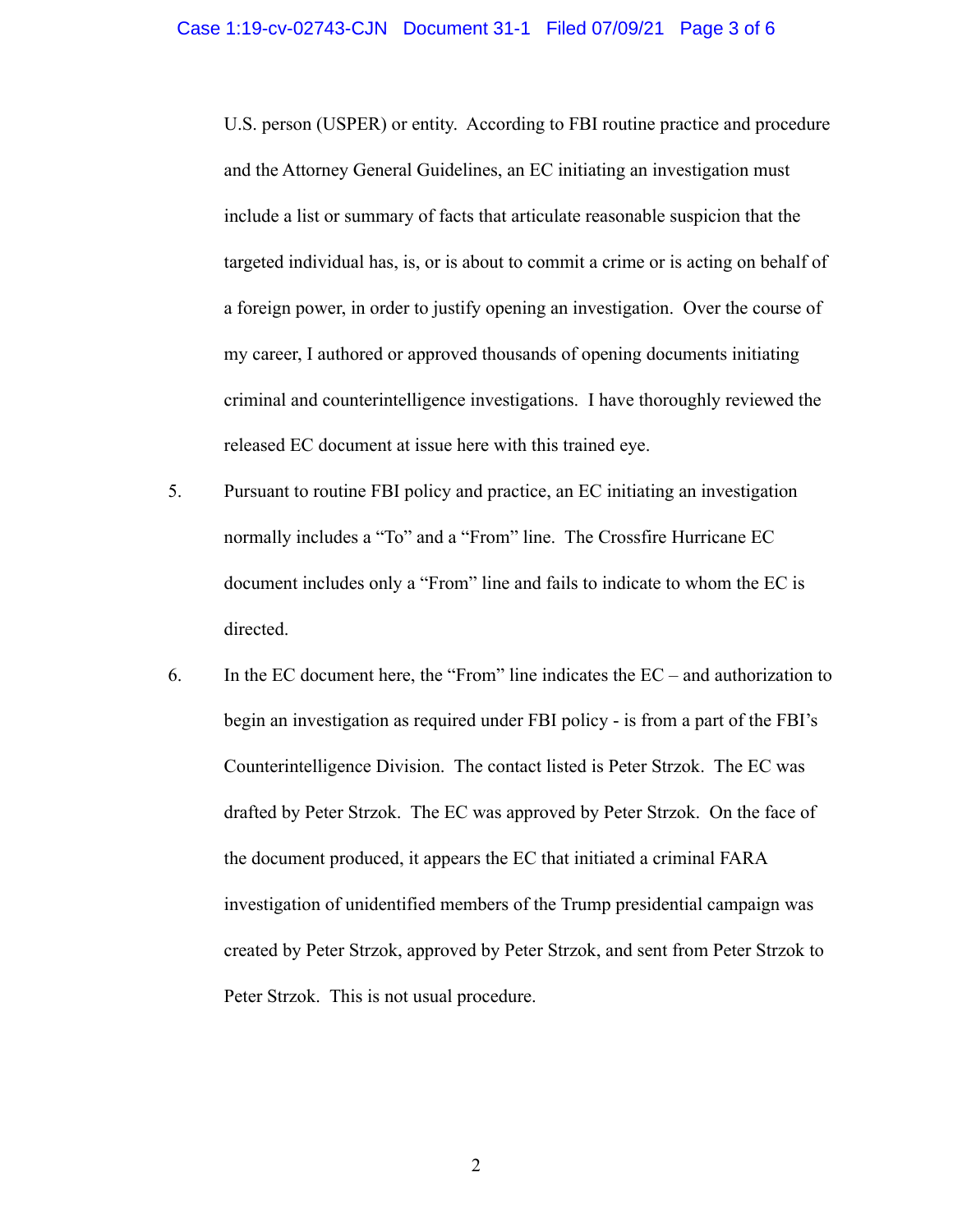U.S. person (USPER) or entity. According to FBI routine practice and procedure and the Attorney General Guidelines, an EC initiating an investigation must include a list or summary of facts that articulate reasonable suspicion that the targeted individual has, is, or is about to commit a crime or is acting on behalf of a foreign power, in order to justify opening an investigation. Over the course of my career, I authored or approved thousands of opening documents initiating criminal and counterintelligence investigations. I have thoroughly reviewed the released EC document at issue here with this trained eye.

5. Pursuant to routine FBI policy and practice, an EC initiating an investigation normally includes a "To" and a "From" line. The Crossfire Hurricane EC document includes only a "From" line and fails to indicate to whom the EC is directed.

6. In the EC document here, the "From" line indicates the EC – and authorization to begin an investigation as required under FBI policy - is from a part of the FBI's Counterintelligence Division. The contact listed is Peter Strzok. The EC was drafted by Peter Strzok. The EC was approved by Peter Strzok. On the face of the document produced, it appears the EC that initiated a criminal FARA investigation of unidentified members of the Trump presidential campaign was created by Peter Strzok, approved by Peter Strzok, and sent from Peter Strzok to Peter Strzok. This is not usual procedure.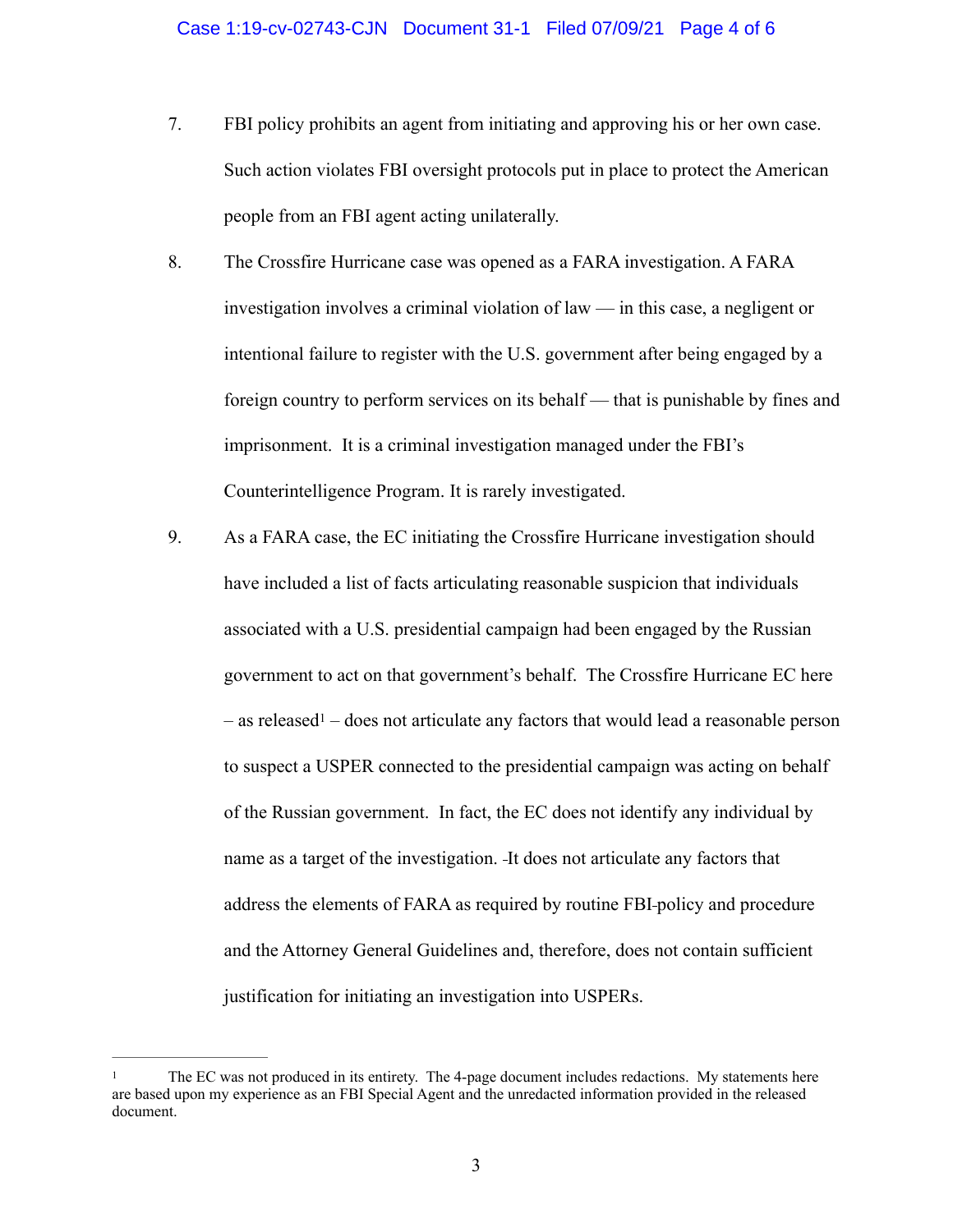7. FBI policy prohibits an agent from initiating and approving his or her own case. Such action violates FBI oversight protocols put in place to protect the American people from an FBI agent acting unilaterally.

8. The Crossfire Hurricane case was opened as a FARA investigation. A FARA investigation involves a criminal violation of law — in this case, a negligent or intentional failure to register with the U.S. government after being engaged by a foreign country to perform services on its behalf — that is punishable by fines and imprisonment. It is a criminal investigation managed under the FBI's Counterintelligence Program. It is rarely investigated.

9. As a FARA case, the EC initiating the Crossfire Hurricane investigation should have included a list of facts articulating reasonable suspicion that individuals associated with a U.S. presidential campaign had been engaged by the Russian government to act on that government's behalf. The Crossfire Hurricane EC here – as released[1] – does not articulate any factors that would lead a reasonable person to suspect a USPER connected to the presidential campaign was acting on behalf of the Russian government. In fact, the EC does not identify any individual by name as a target of the investigation. It does not articulate any factors that address the elements of FARA as required by routine FBI policy and procedure and the Attorney General Guidelines and, therefore, does not contain sufficient justification for initiating an investigation into USPERs.

---

[1] The EC was not produced in its entirety. The 4-page document includes redactions. My statements here are based upon my experience as an FBI Special Agent and the unredacted information provided in the released document.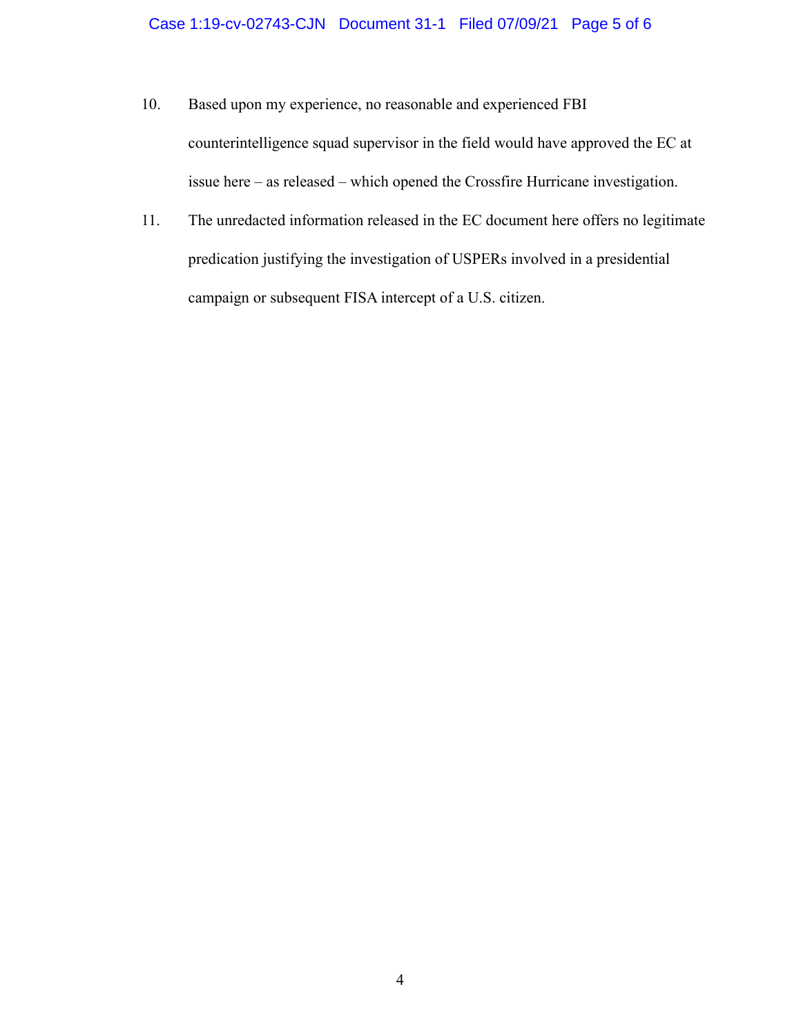10. Based upon my experience, no reasonable and experienced FBI counterintelligence squad supervisor in the field would have approved the EC at issue here – as released – which opened the Crossfire Hurricane investigation.

11. The unredacted information released in the EC document here offers no legitimate predication justifying the investigation of USPERs involved in a presidential campaign or subsequent FISA intercept of a U.S. citizen.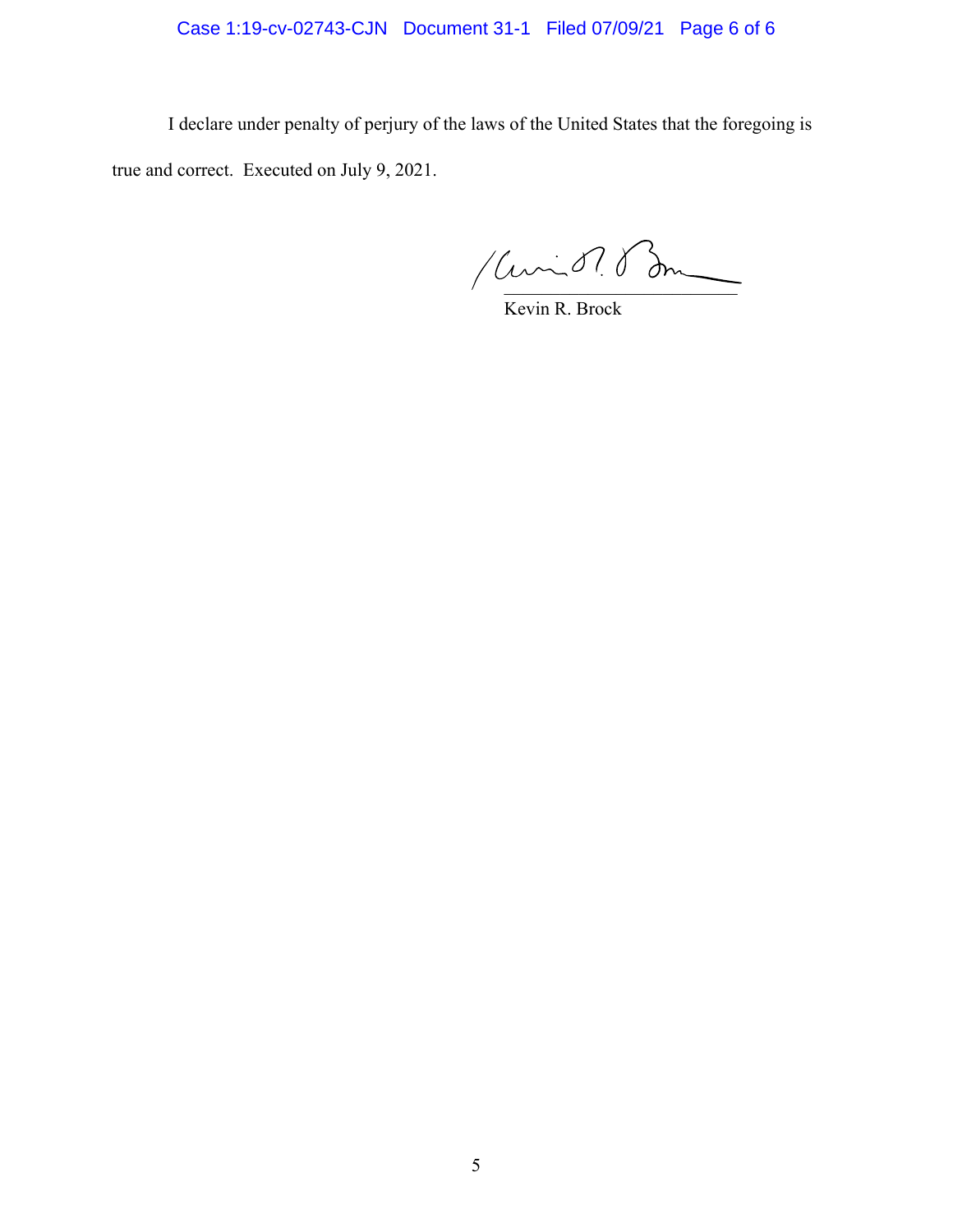I declare under penalty of perjury of the laws of the United States that the foregoing is true and correct. Executed on July 9, 2021.

Kevin R. Brock